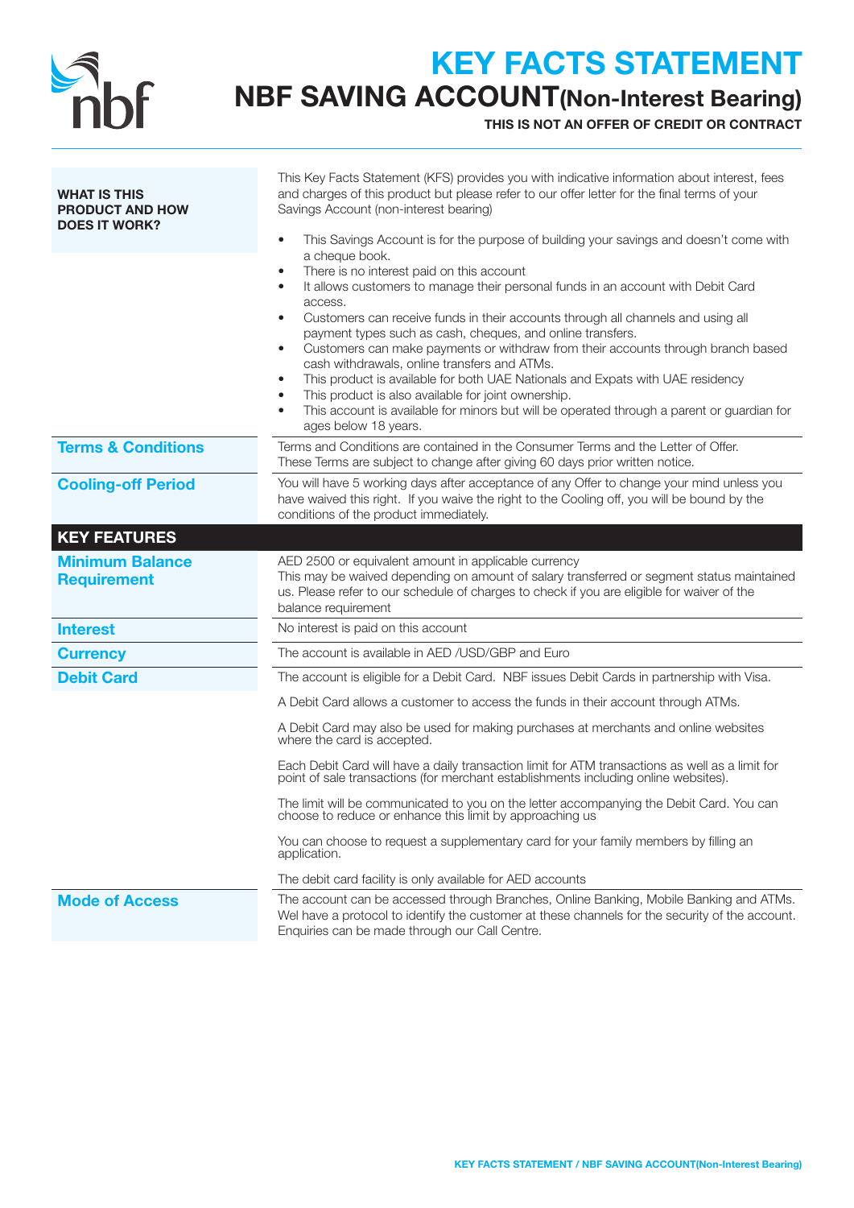# KEY FACTS STATEMENT

## NBF SAVING ACCOUNT(Non-Interest Bearing)

**THIS IS NOT AN OFFER OF CREDIT OR CONTRACT**

| | |
|---|---|
| **WHAT IS THIS PRODUCT AND HOW DOES IT WORK?** | This Key Facts Statement (KFS) provides you with indicative information about interest, fees and charges of this product but please refer to our offer letter for the final terms of your Savings Account (non-interest bearing)<br><br>• This Savings Account is for the purpose of building your savings and doesn't come with a cheque book.<br>• There is no interest paid on this account<br>• It allows customers to manage their personal funds in an account with Debit Card access.<br>• Customers can receive funds in their accounts through all channels and using all payment types such as cash, cheques, and online transfers.<br>• Customers can make payments or withdraw from their accounts through branch based cash withdrawals, online transfers and ATMs.<br>• This product is available for both UAE Nationals and Expats with UAE residency<br>• This product is also available for joint ownership.<br>• This account is available for minors but will be operated through a parent or guardian for ages below 18 years. |
| **Terms & Conditions** | Terms and Conditions are contained in the Consumer Terms and the Letter of Offer. These Terms are subject to change after giving 60 days prior written notice. |
| **Cooling-off Period** | You will have 5 working days after acceptance of any Offer to change your mind unless you have waived this right. If you waive the right to the Cooling off, you will be bound by the conditions of the product immediately. |
| **KEY FEATURES** | |
| **Minimum Balance Requirement** | AED 2500 or equivalent amount in applicable currency<br>This may be waived depending on amount of salary transferred or segment status maintained us. Please refer to our schedule of charges to check if you are eligible for waiver of the balance requirement |
| **Interest** | No interest is paid on this account |
| **Currency** | The account is available in AED /USD/GBP and Euro |
| **Debit Card** | The account is eligible for a Debit Card. NBF issues Debit Cards in partnership with Visa.<br><br>A Debit Card allows a customer to access the funds in their account through ATMs.<br><br>A Debit Card may also be used for making purchases at merchants and online websites where the card is accepted.<br><br>Each Debit Card will have a daily transaction limit for ATM transactions as well as a limit for point of sale transactions (for merchant establishments including online websites).<br><br>The limit will be communicated to you on the letter accompanying the Debit Card. You can choose to reduce or enhance this limit by approaching us<br><br>You can choose to request a supplementary card for your family members by filling an application.<br><br>The debit card facility is only available for AED accounts |
| **Mode of Access** | The account can be accessed through Branches, Online Banking, Mobile Banking and ATMs. Wel have a protocol to identify the customer at these channels for the security of the account. Enquiries can be made through our Call Centre. |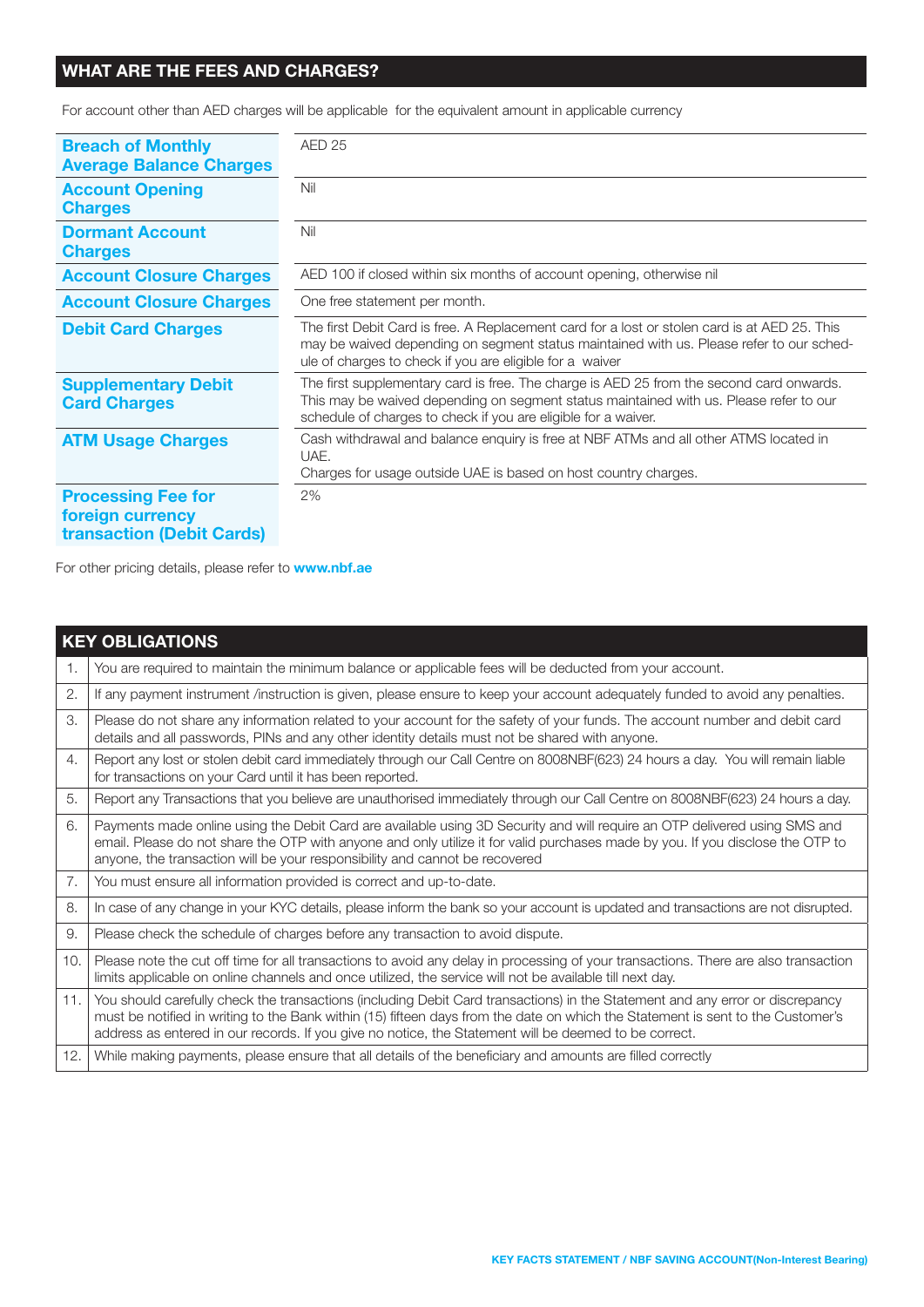## WHAT ARE THE FEES AND CHARGES?

For account other than AED charges will be applicable for the equivalent amount in applicable currency

| | |
|---|---|
| **Breach of Monthly Average Balance Charges** | AED 25 |
| **Account Opening Charges** | Nil |
| **Dormant Account Charges** | Nil |
| **Account Closure Charges** | AED 100 if closed within six months of account opening, otherwise nil |
| **Account Closure Charges** | One free statement per month. |
| **Debit Card Charges** | The first Debit Card is free. A Replacement card for a lost or stolen card is at AED 25. This may be waived depending on segment status maintained with us. Please refer to our schedule of charges to check if you are eligible for a waiver |
| **Supplementary Debit Card Charges** | The first supplementary card is free. The charge is AED 25 from the second card onwards. This may be waived depending on segment status maintained with us. Please refer to our schedule of charges to check if you are eligible for a waiver. |
| **ATM Usage Charges** | Cash withdrawal and balance enquiry is free at NBF ATMs and all other ATMS located in UAE.<br>Charges for usage outside UAE is based on host country charges. |
| **Processing Fee for foreign currency transaction (Debit Cards)** | 2% |

For other pricing details, please refer to **www.nbf.ae**

## KEY OBLIGATIONS

| | |
|---|---|
| 1. | You are required to maintain the minimum balance or applicable fees will be deducted from your account. |
| 2. | If any payment instrument /instruction is given, please ensure to keep your account adequately funded to avoid any penalties. |
| 3. | Please do not share any information related to your account for the safety of your funds. The account number and debit card details and all passwords, PINs and any other identity details must not be shared with anyone. |
| 4. | Report any lost or stolen debit card immediately through our Call Centre on 8008NBF(623) 24 hours a day. You will remain liable for transactions on your Card until it has been reported. |
| 5. | Report any Transactions that you believe are unauthorised immediately through our Call Centre on 8008NBF(623) 24 hours a day. |
| 6. | Payments made online using the Debit Card are available using 3D Security and will require an OTP delivered using SMS and email. Please do not share the OTP with anyone and only utilize it for valid purchases made by you. If you disclose the OTP to anyone, the transaction will be your responsibility and cannot be recovered |
| 7. | You must ensure all information provided is correct and up-to-date. |
| 8. | In case of any change in your KYC details, please inform the bank so your account is updated and transactions are not disrupted. |
| 9. | Please check the schedule of charges before any transaction to avoid dispute. |
| 10. | Please note the cut off time for all transactions to avoid any delay in processing of your transactions. There are also transaction limits applicable on online channels and once utilized, the service will not be available till next day. |
| 11. | You should carefully check the transactions (including Debit Card transactions) in the Statement and any error or discrepancy must be notified in writing to the Bank within (15) fifteen days from the date on which the Statement is sent to the Customer's address as entered in our records. If you give no notice, the Statement will be deemed to be correct. |
| 12. | While making payments, please ensure that all details of the beneficiary and amounts are filled correctly |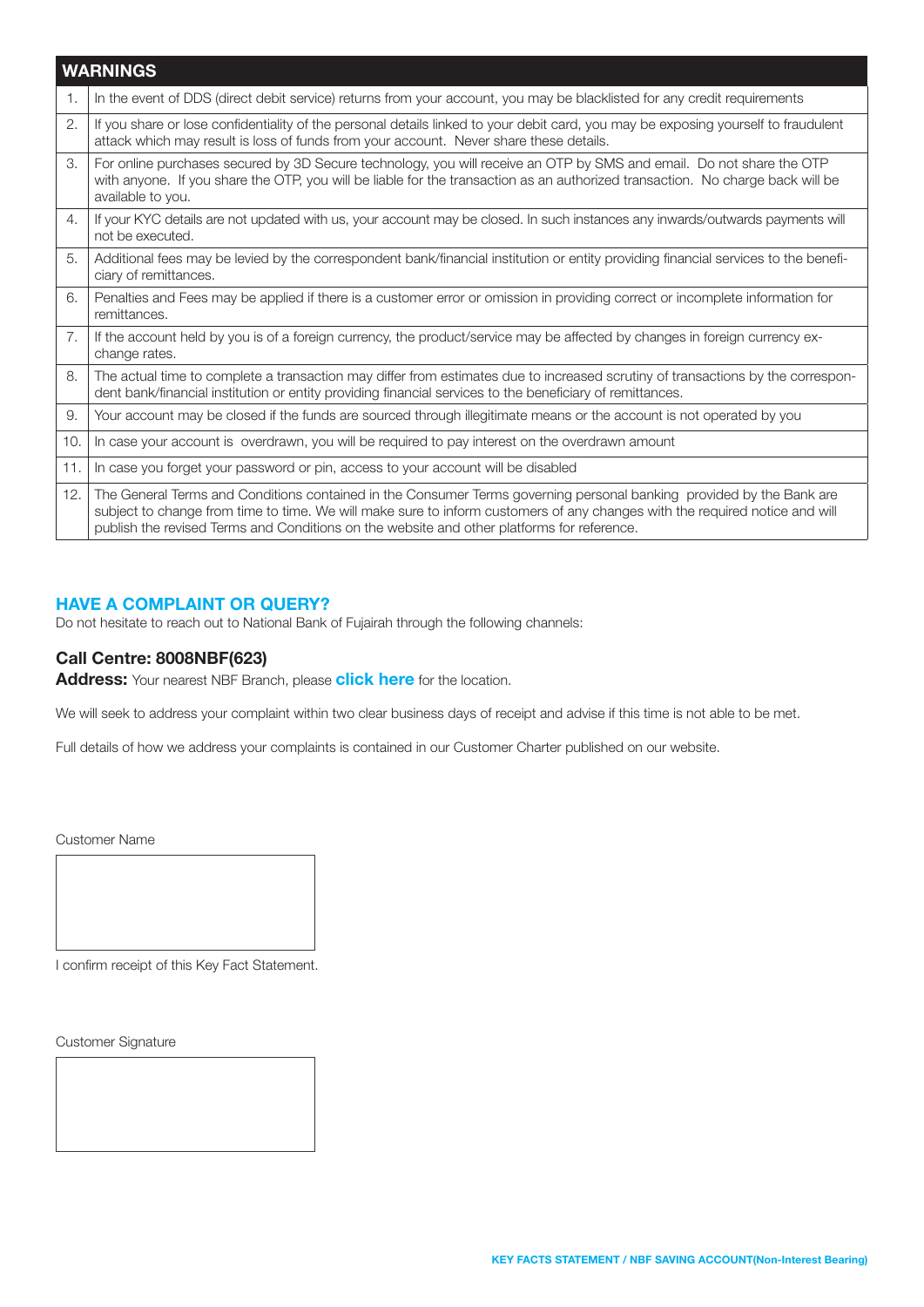| WARNINGS | |
|---|---|
| 1. | In the event of DDS (direct debit service) returns from your account, you may be blacklisted for any credit requirements |
| 2. | If you share or lose confidentiality of the personal details linked to your debit card, you may be exposing yourself to fraudulent attack which may result is loss of funds from your account. Never share these details. |
| 3. | For online purchases secured by 3D Secure technology, you will receive an OTP by SMS and email. Do not share the OTP with anyone. If you share the OTP, you will be liable for the transaction as an authorized transaction. No charge back will be available to you. |
| 4. | If your KYC details are not updated with us, your account may be closed. In such instances any inwards/outwards payments will not be executed. |
| 5. | Additional fees may be levied by the correspondent bank/financial institution or entity providing financial services to the beneficiary of remittances. |
| 6. | Penalties and Fees may be applied if there is a customer error or omission in providing correct or incomplete information for remittances. |
| 7. | If the account held by you is of a foreign currency, the product/service may be affected by changes in foreign currency exchange rates. |
| 8. | The actual time to complete a transaction may differ from estimates due to increased scrutiny of transactions by the correspondent bank/financial institution or entity providing financial services to the beneficiary of remittances. |
| 9. | Your account may be closed if the funds are sourced through illegitimate means or the account is not operated by you |
| 10. | In case your account is overdrawn, you will be required to pay interest on the overdrawn amount |
| 11. | In case you forget your password or pin, access to your account will be disabled |
| 12. | The General Terms and Conditions contained in the Consumer Terms governing personal banking provided by the Bank are subject to change from time to time. We will make sure to inform customers of any changes with the required notice and will publish the revised Terms and Conditions on the website and other platforms for reference. |

## HAVE A COMPLAINT OR QUERY?

Do not hesitate to reach out to National Bank of Fujairah through the following channels:

**Call Centre: 8008NBF(623)**

**Address:** Your nearest NBF Branch, please **click here** for the location.

We will seek to address your complaint within two clear business days of receipt and advise if this time is not able to be met.

Full details of how we address your complaints is contained in our Customer Charter published on our website.

Customer Name

I confirm receipt of this Key Fact Statement.

Customer Signature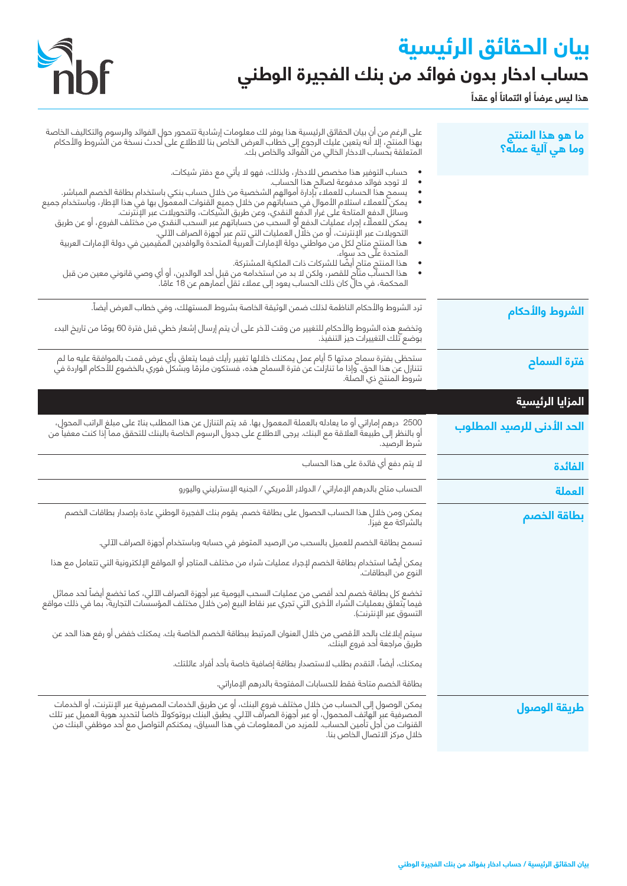# بيان الحقائق الرئيسية

## حساب ادخار بدون فوائد من بنك الفجيرة الوطني

**هذا ليس عرضاً أو ائتماناً أو عقداً**

### ما هو هذا المنتج وما هي آلية عمله؟

على الرغم من أن بيان الحقائق الرئيسية هذا يوفر لك معلومات إرشادية تتمحور حول الفوائد والرسوم والتكاليف الخاصة بهذا المنتج، إلا أنه يتعين عليك الرجوع إلى خطاب العرض الخاص بنا للاطلاع على أحدث نسخة من الشروط والأحكام المتعلقة بحساب الادخار الخالي من الفوائد والخاص بك.

- حساب التوفير هذا مخصص للادخار، ولذلك، فهو لا يأتي مع دفتر شيكات.
- لا توجد فوائد مدفوعة لصالح هذا الحساب.
- يسمح هذا الحساب للعملاء بإدارة أموالهم الشخصية من خلال حساب بنكي باستخدام بطاقة الخصم المباشر.
- يمكن للعملاء استلام الأموال في حساباتهم من خلال جميع القنوات المعمول بها في هذا الإطار، وباستخدام جميع وسائل الدفع المتاحة على غرار الدفع النقدي، وعن طريق الشيكات، والتحويلات عبر الإنترنت.
- يمكن للعملاء إجراء عمليات الدفع أو السحب من حساباتهم عبر السحب النقدي من مختلف الفروع، أو عن طريق التحويلات عبر الإنترنت، أو من خلال العمليات التي تتم عبر أجهزة الصراف الآلي.
- هذا المنتج متاح لكل من مواطني دولة الإمارات العربية المتحدة والوافدين المقيمين في دولة الإمارات العربية المتحدة على حد سواء.
- هذا المنتج متاح أيضًا للشركات ذات الملكية المشتركة.
- هذا الحساب متاح للقصر، ولكن لا بد من استخدامه من قبل أحد الوالدين، أو أي وصي قانوني معين من قبل المحكمة، في حال كان ذلك الحساب يعود إلى عملاء تقل أعمارهم عن 18 عامًا.

### الشروط والأحكام

ترد الشروط والأحكام الناظمة لذلك ضمن الوثيقة الخاصة بشروط المستهلك، وفي خطاب العرض أيضاً.

وتخضع هذه الشروط والأحكام للتغيير من وقت لآخر على أن يتم إرسال إشعار خطي قبل فترة 60 يومًا من تاريخ البدء بوضع تلك التغييرات حيز التنفيذ.

### فترة السماح

ستحظى بفترة سماح مدتها 5 أيام عمل يمكنك خلالها تغيير رأيك فيما يتعلق بأي عرض قمت بالموافقة عليه ما لم تتنازل عن هذا الحق. وإذا ما تنازلت عن فترة السماح هذه، فستكون ملزمًا وبشكل فوري بالخضوع للأحكام الواردة في شروط المنتج ذي الصلة.

## المزايا الرئيسية

### الحد الأدنى للرصيد المطلوب

2500 درهم إماراتي أو ما يعادله بالعملة المعمول بها. قد يتم التنازل عن هذا المطلب بناءً على مبلغ الراتب المحول، أو بالنظر إلى طبيعة العلاقة مع البنك. يرجى الاطلاع على جدول الرسوم الخاصة بالبنك للتحقق مما إذا كنت معفياً من شرط الرصيد.

### الفائدة

لا يتم دفع أي فائدة على هذا الحساب

### العملة

الحساب متاح بالدرهم الإماراتي / الدولار الأمريكي / الجنيه الإسترليني واليورو

### بطاقة الخصم

يمكن ومن خلال هذا الحساب الحصول على بطاقة خصم. يقوم بنك الفجيرة الوطني عادة بإصدار بطاقات الخصم بالشراكة مع فيزا.

تسمح بطاقة الخصم للعميل بالسحب من الرصيد المتوفر في حسابه وباستخدام أجهزة الصراف الآلي.

يمكن أيضًا استخدام بطاقة الخصم لإجراء عمليات شراء من مختلف المتاجر أو المواقع الإلكترونية التي تتعامل مع هذا النوع من البطاقات.

تخضع كل بطاقة خصم لحد أقصى من عمليات السحب اليومية عبر أجهزة الصراف الآلي، كما تخضع أيضاً لحد مماثل فيما يتعلق بعمليات الشراء الأخرى التي تجري عبر نقاط البيع (من خلال مختلف المؤسسات التجارية، بما في ذلك مواقع التسوق عبر الإنترنت).

سيتم إبلاغك بالحد الأقصى من خلال العنوان المرتبط ببطاقة الخصم الخاصة بك. يمكنك خفض أو رفع هذا الحد عن طريق مراجعة أحد فروع البنك.

يمكنك، أيضاً، التقدم بطلب لاستصدار بطاقة إضافية خاصة بأحد أفراد عائلتك.

بطاقة الخصم متاحة فقط للحسابات المفتوحة بالدرهم الإماراتي.

### طريقة الوصول

يمكن الوصول إلى الحساب من خلال مختلف فروع البنك، أو عن طريق الخدمات المصرفية عبر الإنترنت، أو الخدمات المصرفية عبر الهاتف المحمول، أو عبر أجهزة الصراف الآلي. يطبق البنك بروتوكولاً خاصاً لتحديد هوية العميل عبر تلك القنوات من أجل تأمين الحساب. للمزيد من المعلومات في هذا السياق، يمكنكم التواصل مع أحد موظفي البنك من خلال مركز الاتصال الخاص بنا.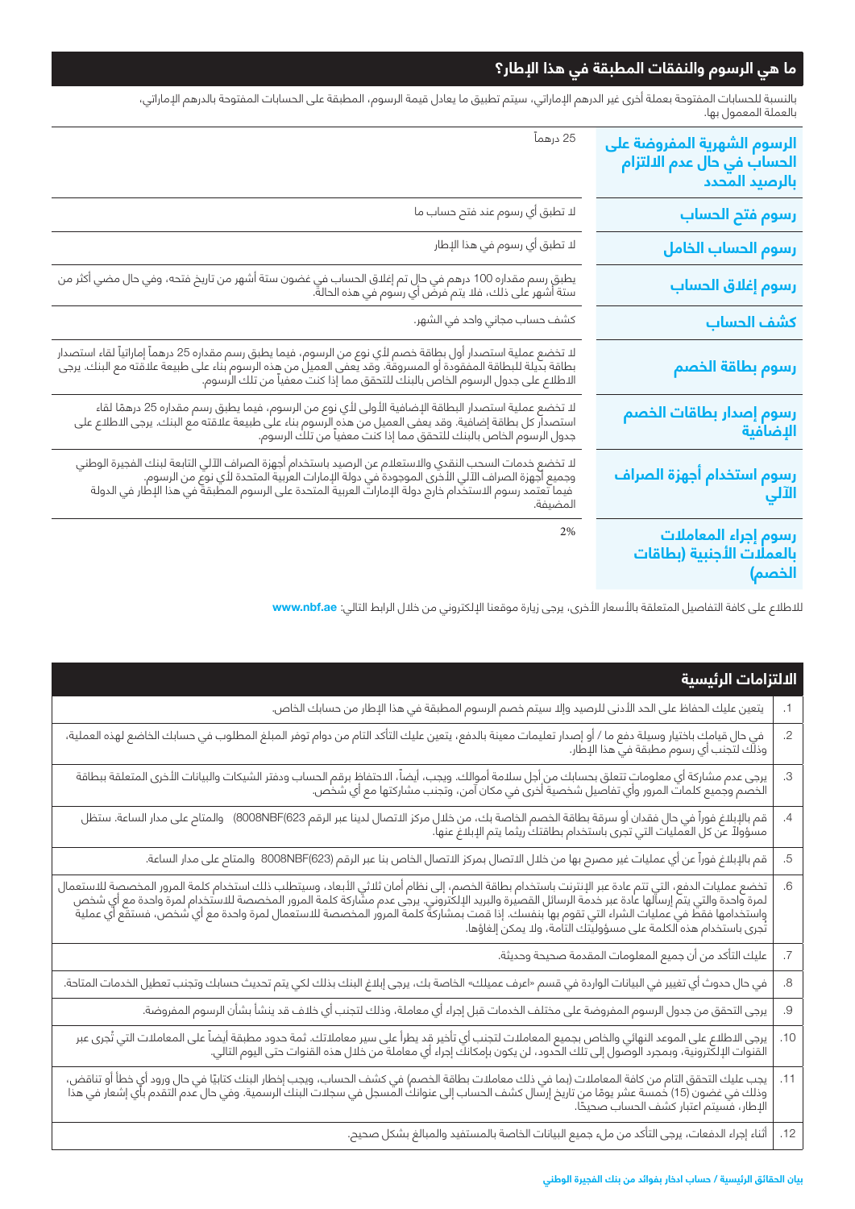## ما هي الرسوم والنفقات المطبقة في هذا الإطار؟

بالنسبة للحسابات المفتوحة بعملة أخرى غير الدرهم الإماراتي، سيتم تطبيق ما يعادل قيمة الرسوم، المطبقة على الحسابات المفتوحة بالدرهم الإماراتي، بالعملة المعمول بها.

| | |
|---|---|
| **الرسوم الشهرية المفروضة على الحساب في حال عدم الالتزام بالرصيد المحدد** | 25 درهماً |
| **رسوم فتح الحساب** | لا تطبق أي رسوم عند فتح حساب ما |
| **رسوم الحساب الخامل** | لا تطبق أي رسوم في هذا الإطار |
| **رسوم إغلاق الحساب** | يطبق رسم مقداره 100 درهم في حال تم إغلاق الحساب في غضون ستة أشهر من تاريخ فتحه، وفي حال مضي أكثر من ستة أشهر على ذلك، فلا يتم فرض أي رسوم في هذه الحالة. |
| **كشف الحساب** | كشف حساب مجاني واحد في الشهر. |
| **رسوم بطاقة الخصم** | لا تخضع عملية استصدار أول بطاقة خصم لأي نوع من الرسوم، فيما يطبق رسم مقداره 25 درهماً إماراتياً لقاء استصدار بطاقة بديلة للبطاقة المفقودة أو المسروقة. وقد يعفى العميل من هذه الرسوم بناء على طبيعة علاقته مع البنك. يرجى الاطلاع على جدول الرسوم الخاص بالبنك للتحقق مما إذا كنت معفياً من تلك الرسوم. |
| **رسوم إصدار بطاقات الخصم الإضافية** | لا تخضع عملية استصدار البطاقة الإضافية الأولى لأي نوع من الرسوم، فيما يطبق رسم مقداره 25 درهمًا لقاء استصدار كل بطاقة إضافية. وقد يعفى العميل من هذه الرسوم بناء على طبيعة علاقته مع البنك. يرجى الاطلاع على جدول الرسوم الخاص بالبنك للتحقق مما إذا كنت معفياً من تلك الرسوم. |
| **رسوم استخدام أجهزة الصراف الآلي** | لا تخضع خدمات السحب النقدي والاستعلام عن الرصيد باستخدام أجهزة الصراف الآلي التابعة لبنك الفجيرة الوطني وجميع أجهزة الصراف الآلي الأخرى الموجودة في دولة الإمارات العربية المتحدة لأي نوع من الرسوم. فيما تعتمد رسوم الاستخدام خارج دولة الإمارات العربية المتحدة على الرسوم المطبقة في هذا الإطار في الدولة المضيفة. |
| **رسوم إجراء المعاملات بالعملات الأجنبية (بطاقات الخصم)** | 2% |

للاطلاع على كافة التفاصيل المتعلقة بالأسعار الأخرى، يرجى زيارة موقعنا الإلكتروني من خلال الرابط التالي: **www.nbf.ae**

## الالتزامات الرئيسية

| | |
|---|---|
| .1 | يتعين عليك الحفاظ على الحد الأدنى للرصيد وإلا سيتم خصم الرسوم المطبقة في هذا الإطار من حسابك الخاص. |
| .2 | في حال قيامك باختيار وسيلة دفع ما / أو إصدار تعليمات معينة بالدفع، يتعين عليك التأكد التام من دوام توفر المبلغ المطلوب في حسابك الخاضع لهذه العملية، وذلك لتجنب أي رسوم مطبقة في هذا الإطار. |
| .3 | يرجى عدم مشاركة أي معلومات تتعلق بحسابك من أجل سلامة أموالك. ويجب، أيضاً، الاحتفاظ برقم الحساب ودفتر الشيكات والبيانات الأخرى المتعلقة ببطاقة الخصم وجميع كلمات المرور وأي تفاصيل شخصية أخرى في مكان آمن، وتجنب مشاركتها مع أي شخص. |
| .4 | قم بالإبلاغ فوراً في حال فقدان أو سرقة بطاقة الخصم الخاصة بك، من خلال مركز الاتصال لدينا عبر الرقم 8008NBF(623) والمتاح على مدار الساعة. ستظل مسؤولاً عن كل العمليات التي تجرى باستخدام بطاقتك ريثما يتم الإبلاغ عنها. |
| .5 | قم بالإبلاغ فوراً عن أي عمليات غير مصرح بها من خلال الاتصال بمركز الاتصال الخاص بنا عبر الرقم 8008NBF(623) والمتاح على مدار الساعة. |
| .6 | تخضع عمليات الدفع، التي تتم عادة عبر الإنترنت باستخدام بطاقة الخصم، إلى نظام أمان ثلاثي الأبعاد، وسيتطلب ذلك استخدام كلمة المرور المخصصة للاستعمال لمرة واحدة والتي يتم إرسالها عادة عبر خدمة الرسائل القصيرة والبريد الإلكتروني. يرجى عدم مشاركة كلمة المرور المخصصة للاستخدام لمرة واحدة مع أي شخص واستخدامها فقط في عمليات الشراء التي تقوم بها بنفسك. إذا قمت بمشاركة كلمة المرور المخصصة للاستعمال لمرة واحدة مع أي شخص، فستقع أي عملية تجرى باستخدام هذه الكلمة على مسؤوليتك التامة، ولا يمكن إلغاؤها. |
| .7 | عليك التأكد من أن جميع المعلومات المقدمة صحيحة وحديثة. |
| .8 | في حال حدوث أي تغيير في البيانات الواردة في قسم «اعرف عميلك» الخاصة بك، يرجى إبلاغ البنك بذلك لكي يتم تحديث حسابك وتجنب تعطيل الخدمات المتاحة. |
| .9 | يرجى التحقق من جدول الرسوم المفروضة على مختلف الخدمات قبل إجراء أي معاملة، وذلك لتجنب أي خلاف قد ينشأ بشأن الرسوم المفروضة. |
| .10 | يرجى الاطلاع على الموعد النهائي والخاص بجميع المعاملات لتجنب أي تأخير قد يطرأ على سير معاملاتك. ثمة حدود مطبقة أيضاً على المعاملات التي تُجرى عبر القنوات الإلكترونية، وبمجرد الوصول إلى تلك الحدود، لن يكون بإمكانك إجراء أي معاملة من خلال هذه القنوات حتى اليوم التالي. |
| .11 | يجب عليك التحقق التام من كافة المعاملات (بما في ذلك معاملات بطاقة الخصم) في كشف الحساب، ويجب إخطار البنك كتابيًا في حال ورود أي خطأ أو تناقض، وذلك في غضون (15) خمسة عشر يومًا من تاريخ إرسال كشف الحساب إلى عنوانك المسجل في سجلات البنك الرسمية. وفي حال عدم التقدم بأي إشعار في هذا الإطار، فسيتم اعتبار كشف الحساب صحيحًا. |
| .12 | أثناء إجراء الدفعات، يرجى التأكد من ملء جميع البيانات الخاصة بالمستفيد والمبالغ بشكل صحيح. |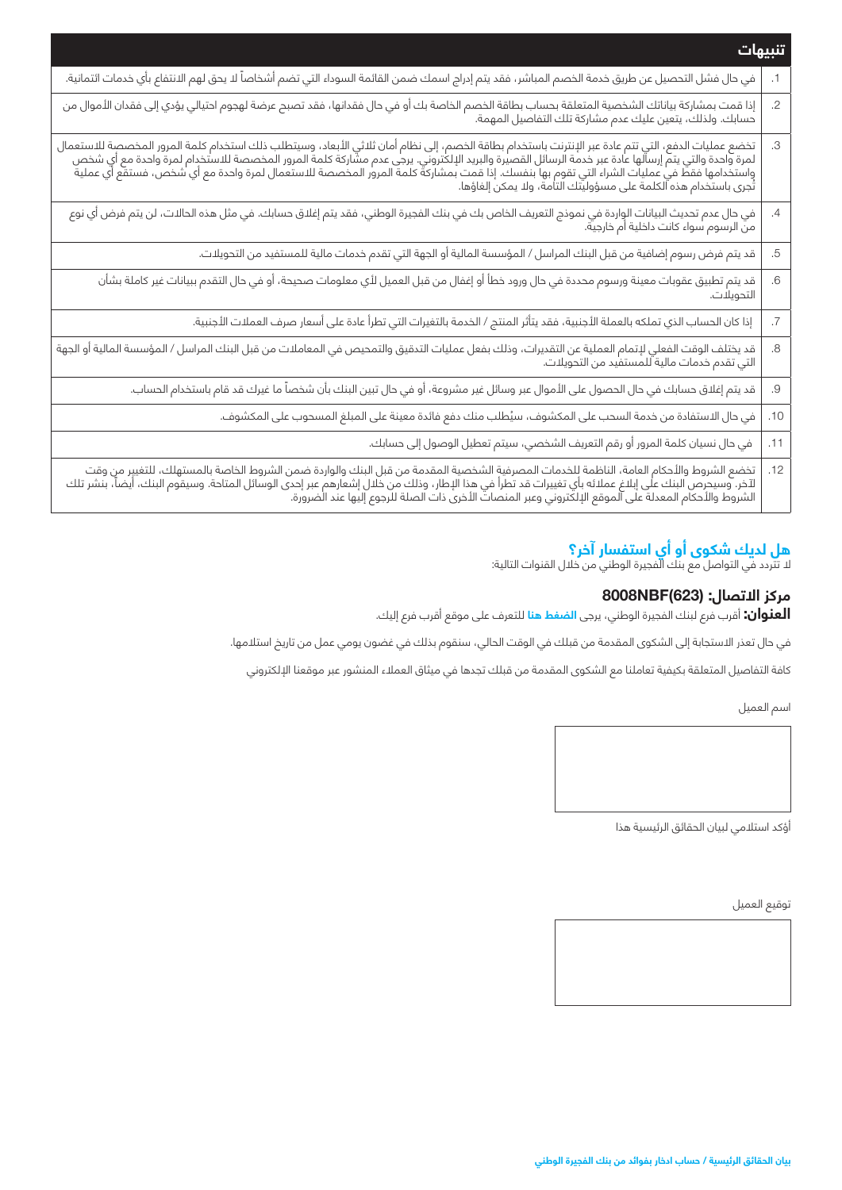## تنبيهات

| | |
|---|---|
| .1 | في حال فشل التحصيل عن طريق خدمة الخصم المباشر، فقد يتم إدراج اسمك ضمن القائمة السوداء التي تضم أشخاصاً لا يحق لهم الانتفاع بأي خدمات ائتمانية. |
| .2 | إذا قمت بمشاركة بياناتك الشخصية المتعلقة بحساب بطاقة الخصم الخاصة بك أو في حال فقدانها، فقد تصبح عرضة لهجوم احتيالي يؤدي إلى فقدان الأموال من حسابك. ولذلك، يتعين عليك عدم مشاركة تلك التفاصيل المهمة. |
| .3 | تخضع عمليات الدفع، التي تتم عادة عبر الإنترنت باستخدام بطاقة الخصم، إلى نظام أمان ثلاثي الأبعاد، وسيتطلب ذلك استخدام كلمة المرور المخصصة للاستعمال لمرة واحدة والتي يتم إرسالها عادة عبر خدمة الرسائل القصيرة والبريد الإلكتروني. يرجى عدم مشاركة كلمة المرور المخصصة للاستخدام لمرة واحدة مع أي شخص واستخدامها فقط في عمليات الشراء التي تقوم بها بنفسك. إذا قمت بمشاركة كلمة المرور المخصصة للاستعمال لمرة واحدة مع أي شخص، فستقع أي عملية تُجرى باستخدام هذه الكلمة على مسؤوليتك التامة، ولا يمكن إلغاؤها. |
| .4 | في حال عدم تحديث البيانات الواردة في نموذج التعريف الخاص بك في بنك الفجيرة الوطني، فقد يتم إغلاق حسابك. في مثل هذه الحالات، لن يتم فرض أي نوع من الرسوم سواء كانت داخلية أم خارجية. |
| .5 | قد يتم فرض رسوم إضافية من قبل البنك المراسل / المؤسسة المالية أو الجهة التي تقدم خدمات مالية للمستفيد من التحويلات. |
| .6 | قد يتم تطبيق عقوبات معينة ورسوم محددة في حال ورود خطأ أو إغفال من قبل العميل لأي معلومات صحيحة، أو في حال التقدم ببيانات غير كاملة بشأن التحويلات. |
| .7 | إذا كان الحساب الذي تملكه بالعملة الأجنبية، فقد يتأثر المنتج / الخدمة بالتغيرات التي تطرأ عادة على أسعار صرف العملات الأجنبية. |
| .8 | قد يختلف الوقت الفعلي لإتمام العملية عن التقديرات، وذلك بفعل عمليات التدقيق والتمحيص في المعاملات من قبل البنك المراسل / المؤسسة المالية أو الجهة التي تقدم خدمات مالية للمستفيد من التحويلات. |
| .9 | قد يتم إغلاق حسابك في حال الحصول على الأموال عبر وسائل غير مشروعة، أو في حال تبين البنك بأن شخصاً ما غيرك قد قام باستخدام الحساب. |
| .10 | في حال الاستفادة من خدمة السحب على المكشوف، سيُطلب منك دفع فائدة معينة على المبلغ المسحوب على المكشوف. |
| .11 | في حال نسيان كلمة المرور أو رقم التعريف الشخصي، سيتم تعطيل الوصول إلى حسابك. |
| .12 | تخضع الشروط والأحكام العامة، الناظمة للخدمات المصرفية الشخصية المقدمة من قبل البنك والواردة ضمن الشروط الخاصة بالمستهلك، للتغيير من وقت لآخر، وسيحرص البنك على إبلاغ عملائه بأي تغييرات قد تطرأ في هذا الإطار، وذلك من خلال إشعارهم عبر إحدى الوسائل المتاحة. وسيقوم البنك، أيضاً، بنشر تلك الشروط والأحكام المعدلة على الموقع الإلكتروني وعبر المنصات الأخرى ذات الصلة للرجوع إليها عند الضرورة. |

## هل لديك شكوى أو أي استفسار آخر؟

لا تتردد في التواصل مع بنك الفجيرة الوطني من خلال القنوات التالية:

### مركز الاتصال: 8008NBF(623)

**العنوان:** أقرب فرع لبنك الفجيرة الوطني، يرجى **الضغط هنا** للتعرف على موقع أقرب فرع إليك.

في حال تعذر الاستجابة إلى الشكوى المقدمة من قبلك في الوقت الحالي، سنقوم بذلك في غضون يومي عمل من تاريخ استلامها.

كافة التفاصيل المتعلقة بكيفية تعاملنا مع الشكوى المقدمة من قبلك تجدها في ميثاق العملاء المنشور عبر موقعنا الإلكتروني

اسم العميل

أؤكد استلامي لبيان الحقائق الرئيسية هذا

توقيع العميل